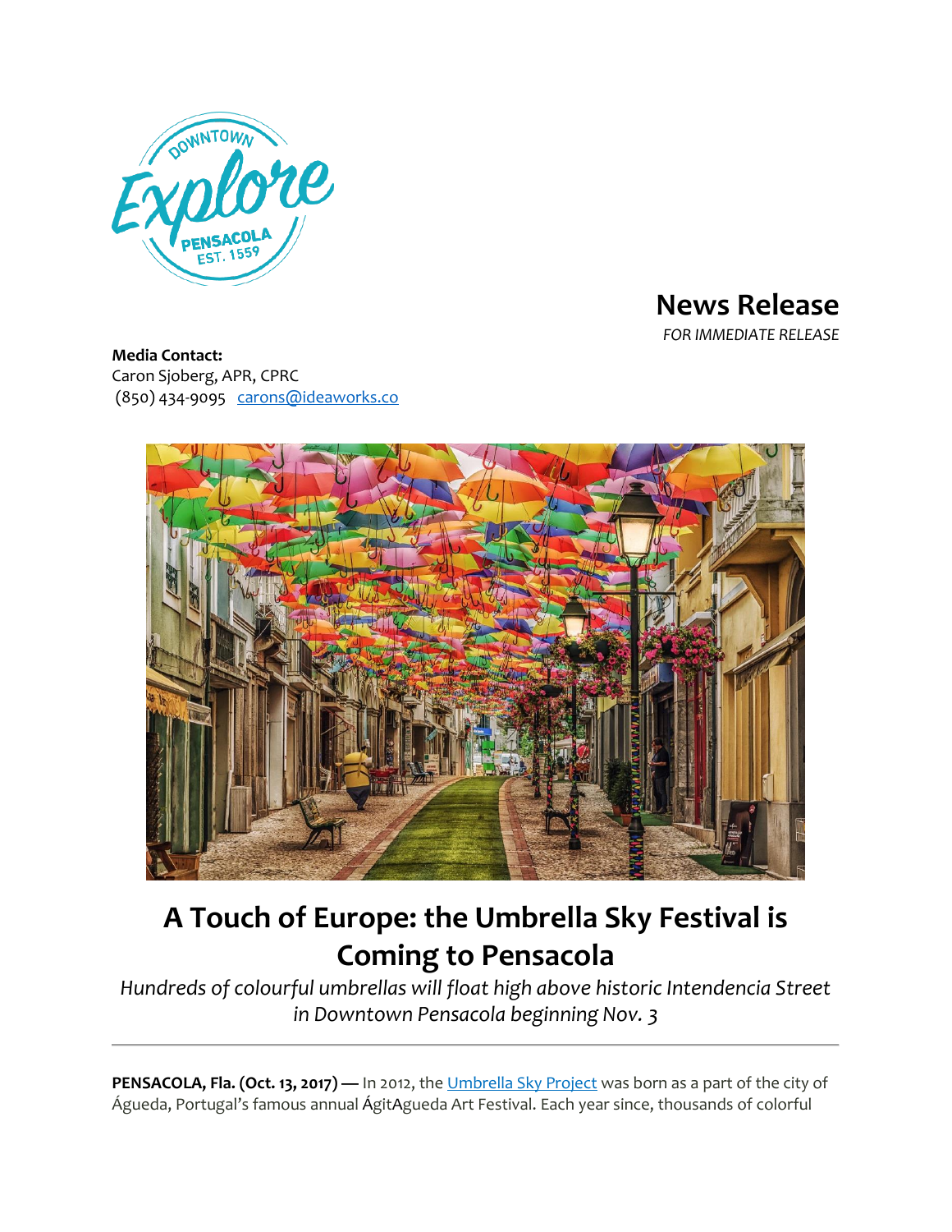# News Release

*FOR IMMEDIATE RELEASE*

**Media Contact:**
Caron Sjoberg, APR, CPRC
(850) 434-9095 carons@ideaworks.co

# A Touch of Europe: the Umbrella Sky Festival is Coming to Pensacola

*Hundreds of colourful umbrellas will float high above historic Intendencia Street in Downtown Pensacola beginning Nov. 3*

---

**PENSACOLA, Fla. (Oct. 13, 2017) —** In 2012, the Umbrella Sky Project was born as a part of the city of Águeda, Portugal's famous annual ÁgitAgueda Art Festival. Each year since, thousands of colorful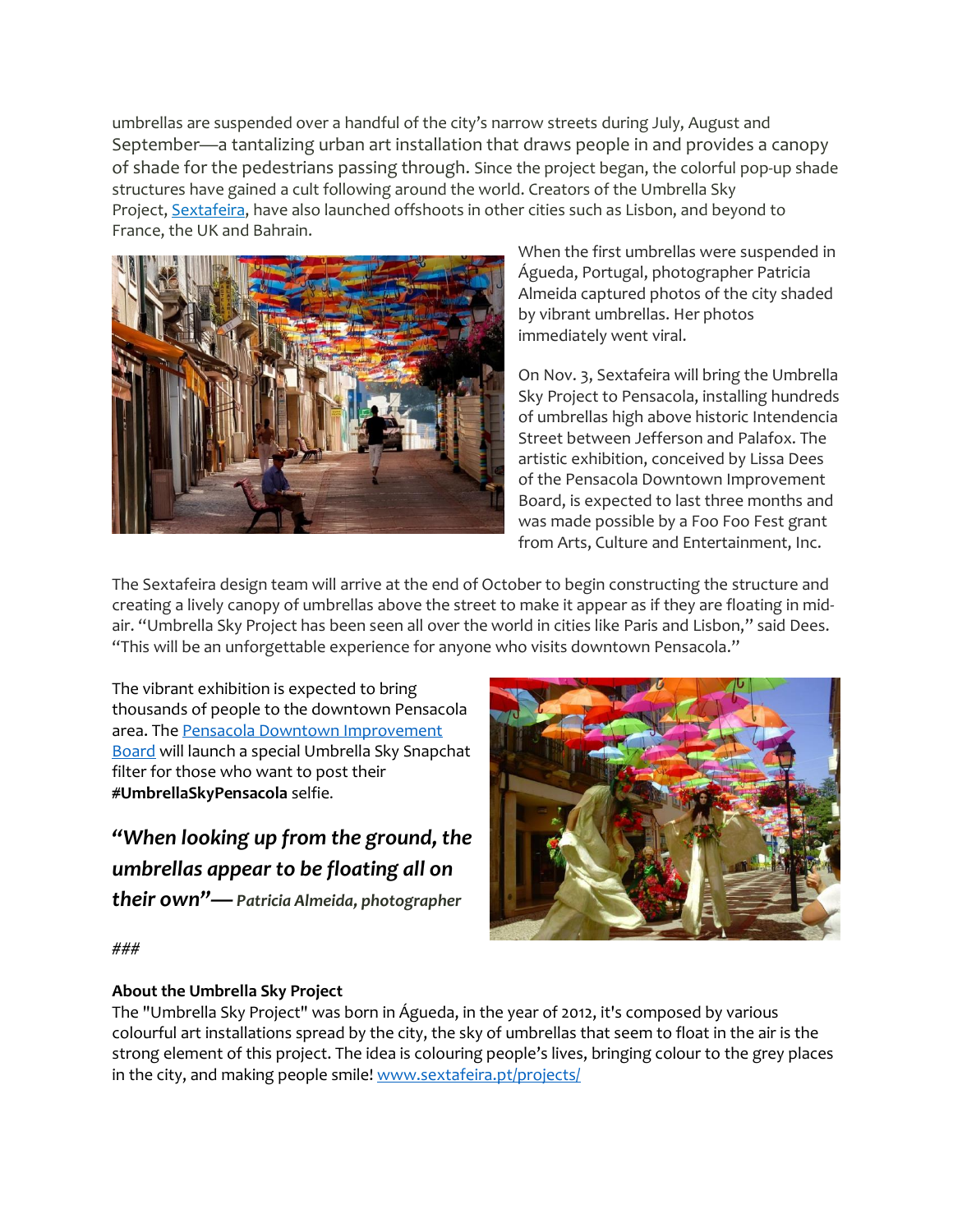umbrellas are suspended over a handful of the city's narrow streets during July, August and September—a tantalizing urban art installation that draws people in and provides a canopy of shade for the pedestrians passing through. Since the project began, the colorful pop-up shade structures have gained a cult following around the world. Creators of the Umbrella Sky Project, [Sextafeira](), have also launched offshoots in other cities such as Lisbon, and beyond to France, the UK and Bahrain.

When the first umbrellas were suspended in Águeda, Portugal, photographer Patricia Almeida captured photos of the city shaded by vibrant umbrellas. Her photos immediately went viral.

On Nov. 3, Sextafeira will bring the Umbrella Sky Project to Pensacola, installing hundreds of umbrellas high above historic Intendencia Street between Jefferson and Palafox. The artistic exhibition, conceived by Lissa Dees of the Pensacola Downtown Improvement Board, is expected to last three months and was made possible by a Foo Foo Fest grant from Arts, Culture and Entertainment, Inc.

The Sextafeira design team will arrive at the end of October to begin constructing the structure and creating a lively canopy of umbrellas above the street to make it appear as if they are floating in mid-air. "Umbrella Sky Project has been seen all over the world in cities like Paris and Lisbon," said Dees. "This will be an unforgettable experience for anyone who visits downtown Pensacola."

The vibrant exhibition is expected to bring thousands of people to the downtown Pensacola area. The [Pensacola Downtown Improvement Board]() will launch a special Umbrella Sky Snapchat filter for those who want to post their **#UmbrellaSkyPensacola** selfie.

***"When looking up from the ground, the umbrellas appear to be floating all on their own"— Patricia Almeida, photographer***

###

**About the Umbrella Sky Project**
The "Umbrella Sky Project" was born in Águeda, in the year of 2012, it's composed by various colourful art installations spread by the city, the sky of umbrellas that seem to float in the air is the strong element of this project. The idea is colouring people's lives, bringing colour to the grey places in the city, and making people smile! [www.sextafeira.pt/projects/]()